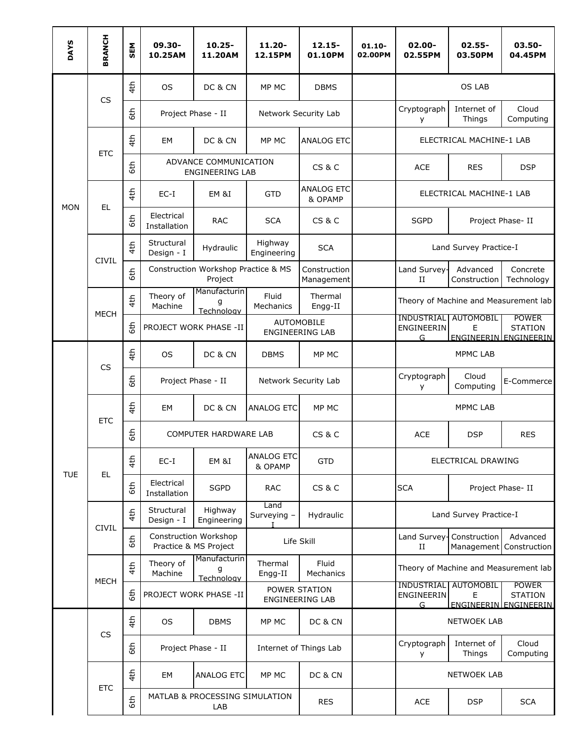| DAYS | BRANCH | SEM | 09.30-10.25AM | 10.25-11.20AM | 11.20-12.15PM | 12.15-01.10PM | 01.10-02.00PM | 02.00-02.55PM | 02.55-03.50PM | 03.50-04.45PM |
|---|---|---|---|---|---|---|---|---|---|---|
| MON | CS | 4th | OS | DC & CN | MP MC | DBMS | | OS LAB | | |
| | | 6th | Project Phase - II | | Network Security Lab | | | Cryptography | Internet of Things | Cloud Computing |
| | ETC | 4th | EM | DC & CN | MP MC | ANALOG ETC | | ELECTRICAL MACHINE-1 LAB | | |
| | | 6th | ADVANCE COMMUNICATION ENGINEERING LAB | | | CS & C | | ACE | RES | DSP |
| | EL | 4th | EC-I | EM &I | GTD | ANALOG ETC & OPAMP | | ELECTRICAL MACHINE-1 LAB | | |
| | | 6th | Electrical Installation | RAC | SCA | CS & C | | SGPD | Project Phase- II | |
| | CIVIL | 4th | Structural Design - I | Hydraulic | Highway Engineering | SCA | | Land Survey Practice-I | | |
| | | 6th | Construction Workshop Practice & MS Project | | | Construction Management | | Land Survey-II | Advanced Construction | Concrete Technology |
| | MECH | 4th | Theory of Machine | Manufacturing Technology | Fluid Mechanics | Thermal Engg-II | | Theory of Machine and Measurement lab | | |
| | | 6th | PROJECT WORK PHASE -II | | AUTOMOBILE ENGINEERING LAB | | | INDUSTRIAL ENGINEERING | AUTOMOBILE ENGINEERING | POWER STATION ENGINEERING |
| TUE | CS | 4th | OS | DC & CN | DBMS | MP MC | | MPMC LAB | | |
| | | 6th | Project Phase - II | | Network Security Lab | | | Cryptography | Cloud Computing | E-Commerce |
| | ETC | 4th | EM | DC & CN | ANALOG ETC | MP MC | | MPMC LAB | | |
| | | 6th | COMPUTER HARDWARE LAB | | | CS & C | | ACE | DSP | RES |
| | EL | 4th | EC-I | EM &I | ANALOG ETC & OPAMP | GTD | | ELECTRICAL DRAWING | | |
| | | 6th | Electrical Installation | SGPD | RAC | CS & C | | SCA | Project Phase- II | |
| | CIVIL | 4th | Structural Design - I | Highway Engineering | Land Surveying – I | Hydraulic | | Land Survey Practice-I | | |
| | | 6th | Construction Workshop Practice & MS Project | | Life Skill | | | Land Survey-II | Construction Management | Advanced Construction |
| | MECH | 4th | Theory of Machine | Manufacturing Technology | Thermal Engg-II | Fluid Mechanics | | Theory of Machine and Measurement lab | | |
| | | 6th | PROJECT WORK PHASE -II | | POWER STATION ENGINEERING LAB | | | INDUSTRIAL ENGINEERING | AUTOMOBILE ENGINEERING | POWER STATION ENGINEERING |
| | CS | 4th | OS | DBMS | MP MC | DC & CN | | NETWOEK LAB | | |
| | | 6th | Project Phase - II | | Internet of Things Lab | | | Cryptography | Internet of Things | Cloud Computing |
| | ETC | 4th | EM | ANALOG ETC | MP MC | DC & CN | | NETWOEK LAB | | |
| | | 6th | MATLAB & PROCESSING SIMULATION LAB | | | RES | | ACE | DSP | SCA |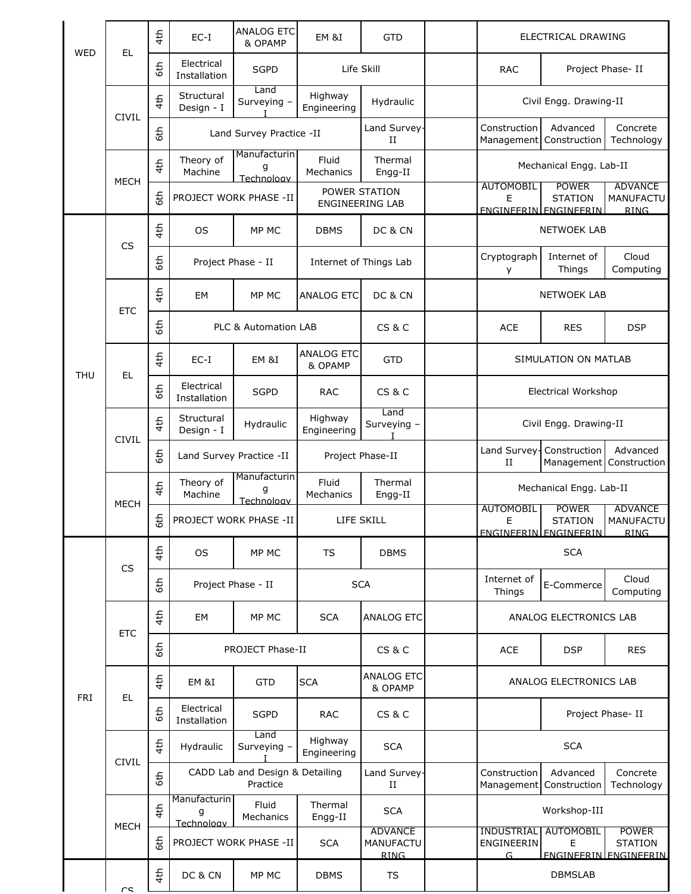| | | | | | | | | | | |
|---|---|---|---|---|---|---|---|---|---|---|
| WED | EL | 4th | EC-I | ANALOG ETC & OPAMP | EM &I | GTD | | ELECTRICAL DRAWING | | |
| | | 6th | Electrical Installation | SGPD | Life Skill | | | RAC | Project Phase- II | |
| | CIVIL | 4th | Structural Design - I | Land Surveying – I | Highway Engineering | Hydraulic | | Civil Engg. Drawing-II | | |
| | | 6th | Land Survey Practice -II | | | Land Survey-II | | Construction Management | Advanced Construction | Concrete Technology |
| | MECH | 4th | Theory of Machine | Manufacturing Technology | Fluid Mechanics | Thermal Engg-II | | Mechanical Engg. Lab-II | | |
| | | 6th | PROJECT WORK PHASE -II | | POWER STATION ENGINEERING LAB | | | AUTOMOBILE ENGINEERING | POWER STATION ENGINEERING | ADVANCE MANUFACTURING |
| THU | CS | 4th | OS | MP MC | DBMS | DC & CN | | NETWOEK LAB | | |
| | | 6th | Project Phase - II | | Internet of Things Lab | | | Cryptography | Internet of Things | Cloud Computing |
| | ETC | 4th | EM | MP MC | ANALOG ETC | DC & CN | | NETWOEK LAB | | |
| | | 6th | PLC & Automation LAB | | | CS & C | | ACE | RES | DSP |
| | EL | 4th | EC-I | EM &I | ANALOG ETC & OPAMP | GTD | | SIMULATION ON MATLAB | | |
| | | 6th | Electrical Installation | SGPD | RAC | CS & C | | Electrical Workshop | | |
| | CIVIL | 4th | Structural Design - I | Hydraulic | Highway Engineering | Land Surveying – I | | Civil Engg. Drawing-II | | |
| | | 6th | Land Survey Practice -II | | Project Phase-II | | | Land Survey-II | Construction Management | Advanced Construction |
| | MECH | 4th | Theory of Machine | Manufacturing Technology | Fluid Mechanics | Thermal Engg-II | | Mechanical Engg. Lab-II | | |
| | | 6th | PROJECT WORK PHASE -II | | LIFE SKILL | | | AUTOMOBILE ENGINEERING | POWER STATION ENGINEERING | ADVANCE MANUFACTURING |
| FRI | CS | 4th | OS | MP MC | TS | DBMS | | SCA | | |
| | | 6th | Project Phase - II | | SCA | | | Internet of Things | E-Commerce | Cloud Computing |
| | ETC | 4th | EM | MP MC | SCA | ANALOG ETC | | ANALOG ELECTRONICS LAB | | |
| | | 6th | PROJECT Phase-II | | | CS & C | | ACE | DSP | RES |
| | EL | 4th | EM &I | GTD | SCA | ANALOG ETC & OPAMP | | ANALOG ELECTRONICS LAB | | |
| | | 6th | Electrical Installation | SGPD | RAC | CS & C | | | Project Phase- II | |
| | CIVIL | 4th | Hydraulic | Land Surveying – I | Highway Engineering | SCA | | SCA | | |
| | | 6th | CADD Lab and Design & Detailing Practice | | | Land Survey-II | | Construction Management | Advanced Construction | Concrete Technology |
| | MECH | 4th | Manufacturing Technology | Fluid Mechanics | Thermal Engg-II | SCA | | Workshop-III | | |
| | | 6th | PROJECT WORK PHASE -II | | SCA | ADVANCE MANUFACTURING | | INDUSTRIAL ENGINEERING | AUTOMOBILE ENGINEERING | POWER STATION ENGINEERING |
| | CS | 4th | DC & CN | MP MC | DBMS | TS | | DBMSLAB | | |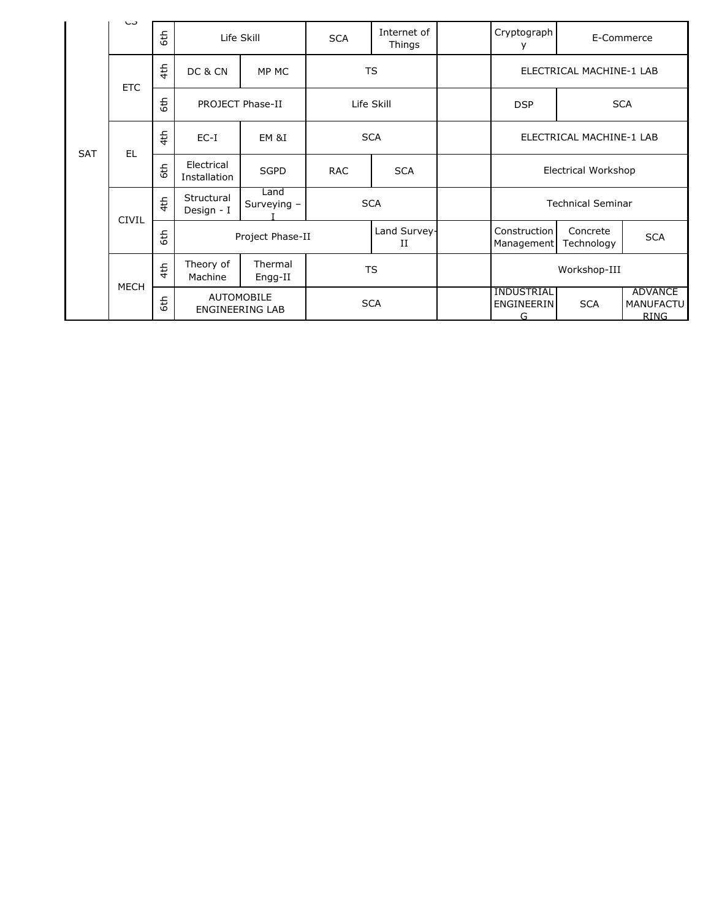| | | | | | | | | | | |
|---|---|---|---|---|---|---|---|---|---|---|
| SAT | CS | 6th | Life Skill | | SCA | Internet of Things | | Cryptography | E-Commerce | |
| | ETC | 4th | DC & CN | MP MC | TS | | | ELECTRICAL MACHINE-1 LAB | | |
| | | 6th | PROJECT Phase-II | | Life Skill | | | DSP | SCA | |
| | EL | 4th | EC-I | EM &I | SCA | | | ELECTRICAL MACHINE-1 LAB | | |
| | | 6th | Electrical Installation | SGPD | RAC | SCA | | Electrical Workshop | | |
| | CIVIL | 4th | Structural Design - I | Land Surveying – I | SCA | | | Technical Seminar | | |
| | | 6th | Project Phase-II | | | Land Survey-II | | Construction Management | Concrete Technology | SCA |
| | MECH | 4th | Theory of Machine | Thermal Engg-II | TS | | | Workshop-III | | |
| | | 6th | AUTOMOBILE ENGINEERING LAB | | SCA | | | INDUSTRIAL ENGINEERING | SCA | ADVANCE MANUFACTURING |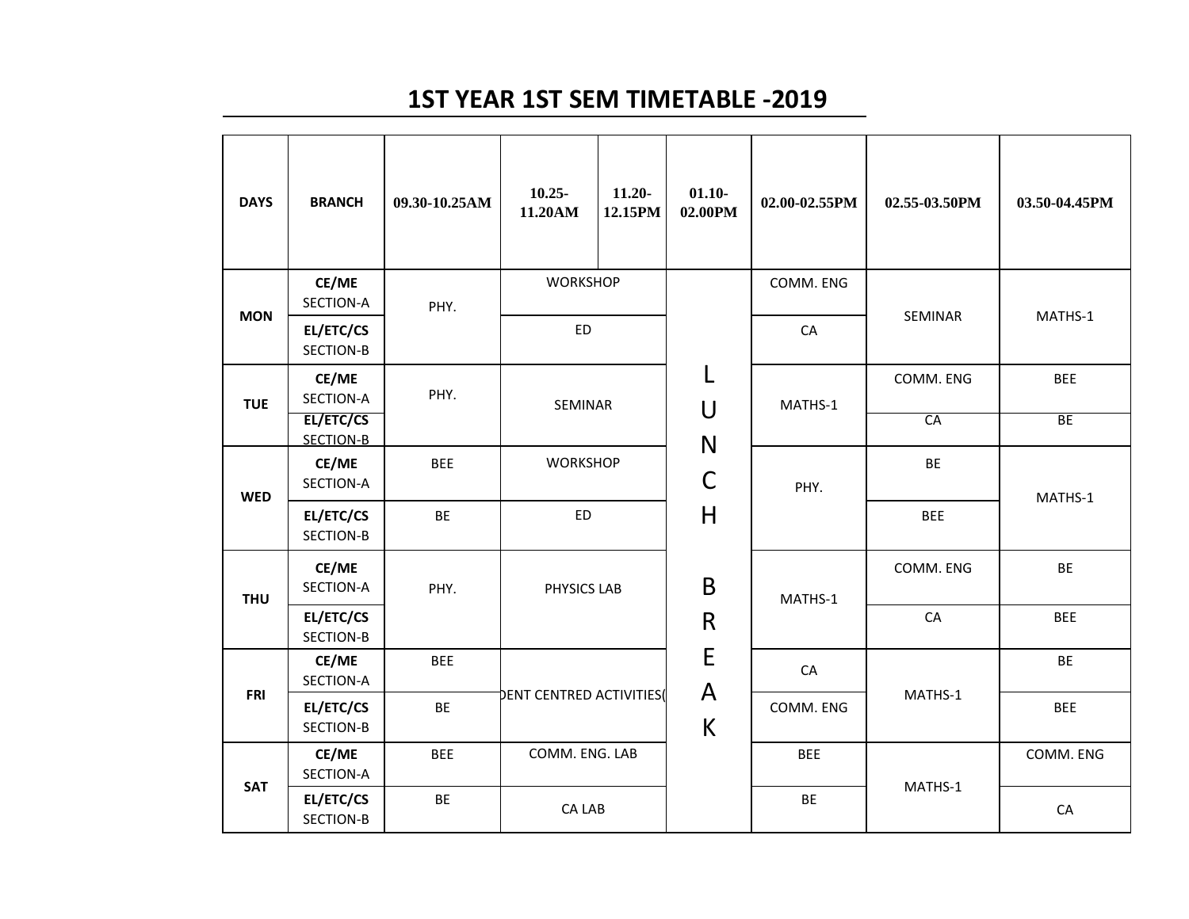# 1ST YEAR 1ST SEM TIMETABLE -2019

| DAYS | BRANCH | 09.30-10.25AM | 10.25-11.20AM | 11.20-12.15PM | 01.10-02.00PM | 02.00-02.55PM | 02.55-03.50PM | 03.50-04.45PM |
|---|---|---|---|---|---|---|---|---|
| MON | CE/ME SECTION-A | PHY. | WORKSHOP | | LUNCH BREAK | COMM. ENG | SEMINAR | MATHS-1 |
| | EL/ETC/CS SECTION-B | | ED | | | CA | | |
| TUE | CE/ME SECTION-A | PHY. | SEMINAR | | | MATHS-1 | COMM. ENG | BEE |
| | EL/ETC/CS SECTION-B | | | | | | CA | BE |
| WED | CE/ME SECTION-A | BEE | WORKSHOP | | | PHY. | BE | MATHS-1 |
| | EL/ETC/CS SECTION-B | BE | ED | | | | BEE | |
| THU | CE/ME SECTION-A | PHY. | PHYSICS LAB | | | MATHS-1 | COMM. ENG | BE |
| | EL/ETC/CS SECTION-B | | | | | | CA | BEE |
| FRI | CE/ME SECTION-A | BEE | DENT CENTRED ACTIVITIES( | | | CA | MATHS-1 | BE |
| | EL/ETC/CS SECTION-B | BE | | | | COMM. ENG | | BEE |
| SAT | CE/ME SECTION-A | BEE | COMM. ENG. LAB | | | BEE | MATHS-1 | COMM. ENG |
| | EL/ETC/CS SECTION-B | BE | CA LAB | | | BE | | CA |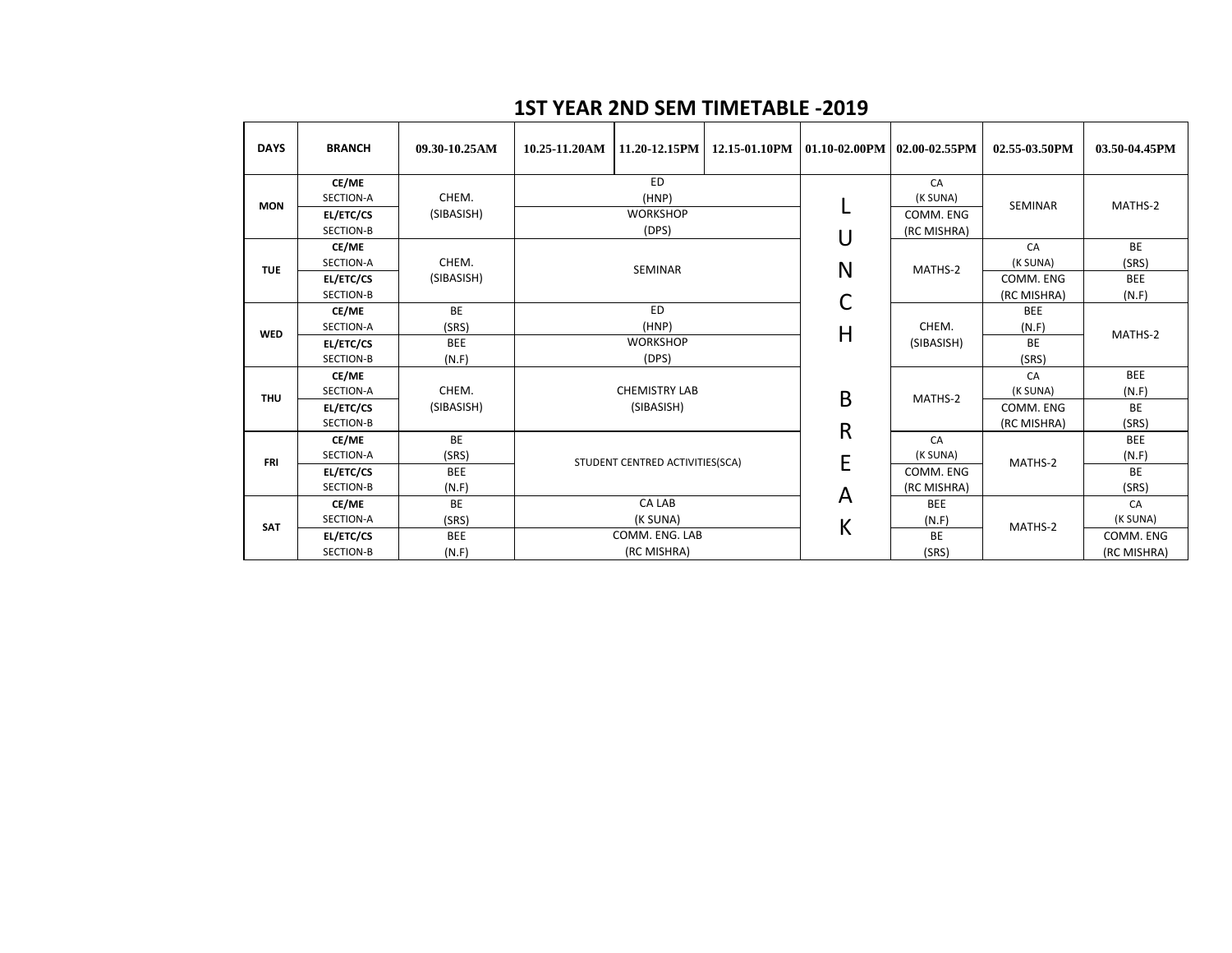# 1ST YEAR 2ND SEM TIMETABLE -2019

| DAYS | BRANCH | 09.30-10.25AM | 10.25-11.20AM | 11.20-12.15PM | 12.15-01.10PM | 01.10-02.00PM | 02.00-02.55PM | 02.55-03.50PM | 03.50-04.45PM |
|---|---|---|---|---|---|---|---|---|---|
| MON | CE/ME SECTION-A | CHEM. (SIBASISH) | ED (HNP) | | | L | CA (K SUNA) | SEMINAR | MATHS-2 |
| | EL/ETC/CS SECTION-B | | WORKSHOP (DPS) | | | U | COMM. ENG (RC MISHRA) | | |
| TUE | CE/ME SECTION-A | CHEM. (SIBASISH) | SEMINAR | | | N | MATHS-2 | CA (K SUNA) | BE (SRS) |
| | EL/ETC/CS SECTION-B | | | | | C | | COMM. ENG (RC MISHRA) | BEE (N.F) |
| WED | CE/ME SECTION-A | BE (SRS) | ED (HNP) | | | H | CHEM. (SIBASISH) | BEE (N.F) | MATHS-2 |
| | EL/ETC/CS SECTION-B | BEE (N.F) | WORKSHOP (DPS) | | | | | BE (SRS) | |
| THU | CE/ME SECTION-A | CHEM. (SIBASISH) | CHEMISTRY LAB (SIBASISH) | | | B | MATHS-2 | CA (K SUNA) | BEE (N.F) |
| | EL/ETC/CS SECTION-B | | | | | R | | COMM. ENG (RC MISHRA) | BE (SRS) |
| FRI | CE/ME SECTION-A | BE (SRS) | STUDENT CENTRED ACTIVITIES(SCA) | | | E | CA (K SUNA) | MATHS-2 | BEE (N.F) |
| | EL/ETC/CS SECTION-B | BEE (N.F) | | | | A | COMM. ENG (RC MISHRA) | | BE (SRS) |
| SAT | CE/ME SECTION-A | BE (SRS) | CA LAB (K SUNA) | | | K | BEE (N.F) | MATHS-2 | CA (K SUNA) |
| | EL/ETC/CS SECTION-B | BEE (N.F) | COMM. ENG. LAB (RC MISHRA) | | | | BE (SRS) | | COMM. ENG (RC MISHRA) |